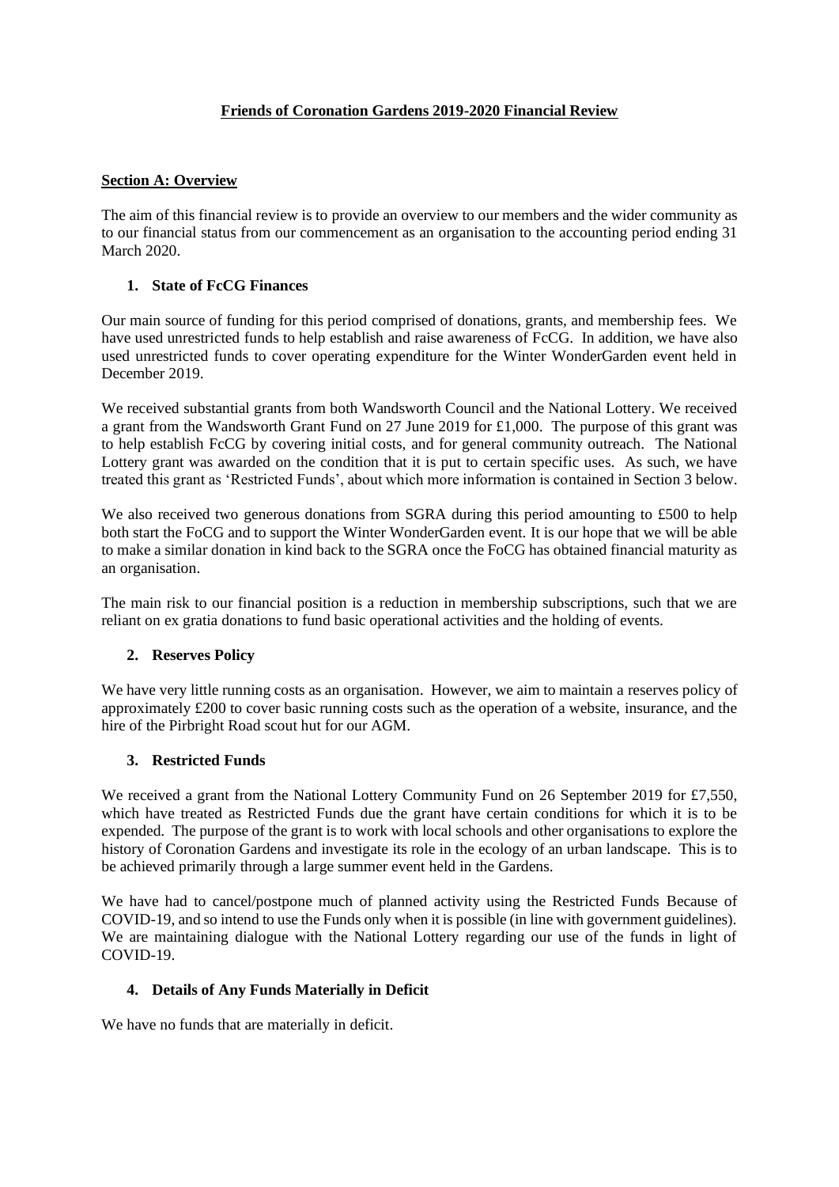**Friends of Coronation Gardens 2019-2020 Financial Review**

**Section A: Overview**

The aim of this financial review is to provide an overview to our members and the wider community as to our financial status from our commencement as an organisation to the accounting period ending 31 March 2020.

1. **State of FcCG Finances**

Our main source of funding for this period comprised of donations, grants, and membership fees. We have used unrestricted funds to help establish and raise awareness of FcCG. In addition, we have also used unrestricted funds to cover operating expenditure for the Winter WonderGarden event held in December 2019.

We received substantial grants from both Wandsworth Council and the National Lottery. We received a grant from the Wandsworth Grant Fund on 27 June 2019 for £1,000. The purpose of this grant was to help establish FcCG by covering initial costs, and for general community outreach. The National Lottery grant was awarded on the condition that it is put to certain specific uses. As such, we have treated this grant as 'Restricted Funds', about which more information is contained in Section 3 below.

We also received two generous donations from SGRA during this period amounting to £500 to help both start the FoCG and to support the Winter WonderGarden event. It is our hope that we will be able to make a similar donation in kind back to the SGRA once the FoCG has obtained financial maturity as an organisation.

The main risk to our financial position is a reduction in membership subscriptions, such that we are reliant on ex gratia donations to fund basic operational activities and the holding of events.

2. **Reserves Policy**

We have very little running costs as an organisation. However, we aim to maintain a reserves policy of approximately £200 to cover basic running costs such as the operation of a website, insurance, and the hire of the Pirbright Road scout hut for our AGM.

3. **Restricted Funds**

We received a grant from the National Lottery Community Fund on 26 September 2019 for £7,550, which have treated as Restricted Funds due the grant have certain conditions for which it is to be expended. The purpose of the grant is to work with local schools and other organisations to explore the history of Coronation Gardens and investigate its role in the ecology of an urban landscape. This is to be achieved primarily through a large summer event held in the Gardens.

We have had to cancel/postpone much of planned activity using the Restricted Funds Because of COVID-19, and so intend to use the Funds only when it is possible (in line with government guidelines). We are maintaining dialogue with the National Lottery regarding our use of the funds in light of COVID-19.

4. **Details of Any Funds Materially in Deficit**

We have no funds that are materially in deficit.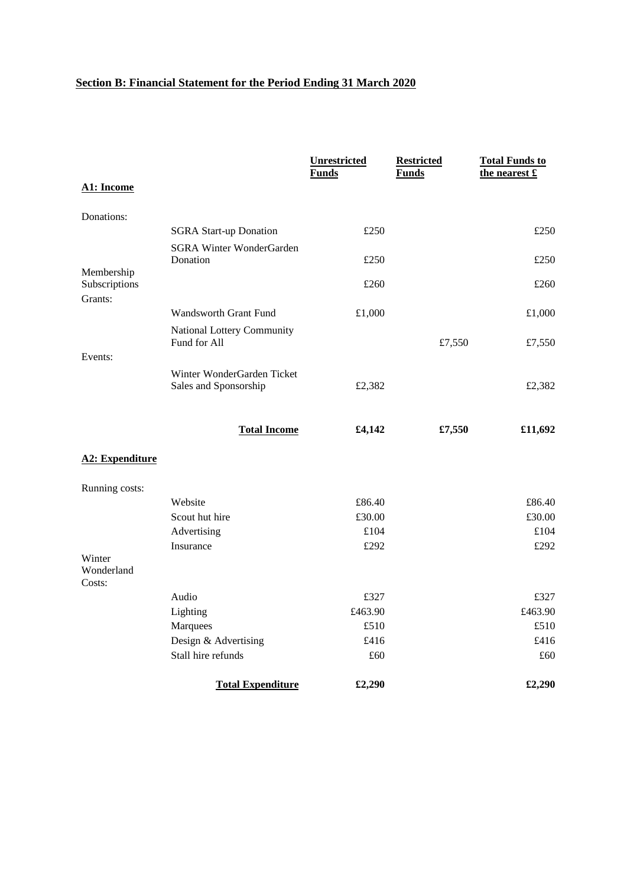**Section B: Financial Statement for the Period Ending 31 March 2020**

| | | Unrestricted Funds | Restricted Funds | Total Funds to the nearest £ |
|---|---|---|---|---|
| **A1: Income** | | | | |
| Donations: | | | | |
| | SGRA Start-up Donation | £250 | | £250 |
| | SGRA Winter WonderGarden Donation | £250 | | £250 |
| Membership Subscriptions | | £260 | | £260 |
| Grants: | | | | |
| | Wandsworth Grant Fund | £1,000 | | £1,000 |
| | National Lottery Community Fund for All | | £7,550 | £7,550 |
| Events: | | | | |
| | Winter WonderGarden Ticket Sales and Sponsorship | £2,382 | | £2,382 |
| | **Total Income** | **£4,142** | **£7,550** | **£11,692** |
| **A2: Expenditure** | | | | |
| Running costs: | | | | |
| | Website | £86.40 | | £86.40 |
| | Scout hut hire | £30.00 | | £30.00 |
| | Advertising | £104 | | £104 |
| | Insurance | £292 | | £292 |
| Winter Wonderland Costs: | | | | |
| | Audio | £327 | | £327 |
| | Lighting | £463.90 | | £463.90 |
| | Marquees | £510 | | £510 |
| | Design & Advertising | £416 | | £416 |
| | Stall hire refunds | £60 | | £60 |
| | **Total Expenditure** | **£2,290** | | **£2,290** |